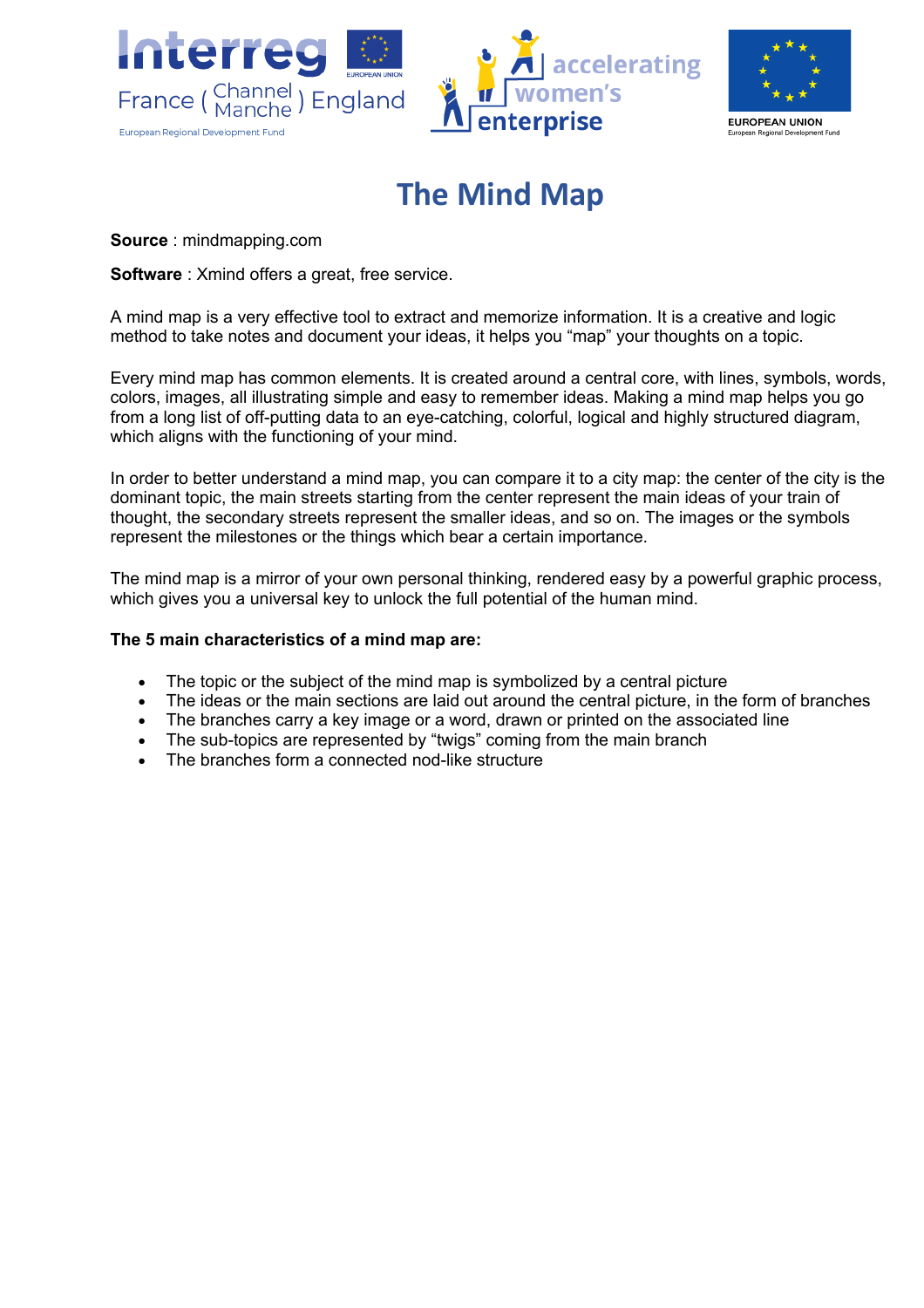# The Mind Map

**Source** : mindmapping.com

**Software** : Xmind offers a great, free service.

A mind map is a very effective tool to extract and memorize information. It is a creative and logic method to take notes and document your ideas, it helps you "map" your thoughts on a topic.

Every mind map has common elements. It is created around a central core, with lines, symbols, words, colors, images, all illustrating simple and easy to remember ideas. Making a mind map helps you go from a long list of off-putting data to an eye-catching, colorful, logical and highly structured diagram, which aligns with the functioning of your mind.

In order to better understand a mind map, you can compare it to a city map: the center of the city is the dominant topic, the main streets starting from the center represent the main ideas of your train of thought, the secondary streets represent the smaller ideas, and so on. The images or the symbols represent the milestones or the things which bear a certain importance.

The mind map is a mirror of your own personal thinking, rendered easy by a powerful graphic process, which gives you a universal key to unlock the full potential of the human mind.

**The 5 main characteristics of a mind map are:**

- The topic or the subject of the mind map is symbolized by a central picture
- The ideas or the main sections are laid out around the central picture, in the form of branches
- The branches carry a key image or a word, drawn or printed on the associated line
- The sub-topics are represented by "twigs" coming from the main branch
- The branches form a connected nod-like structure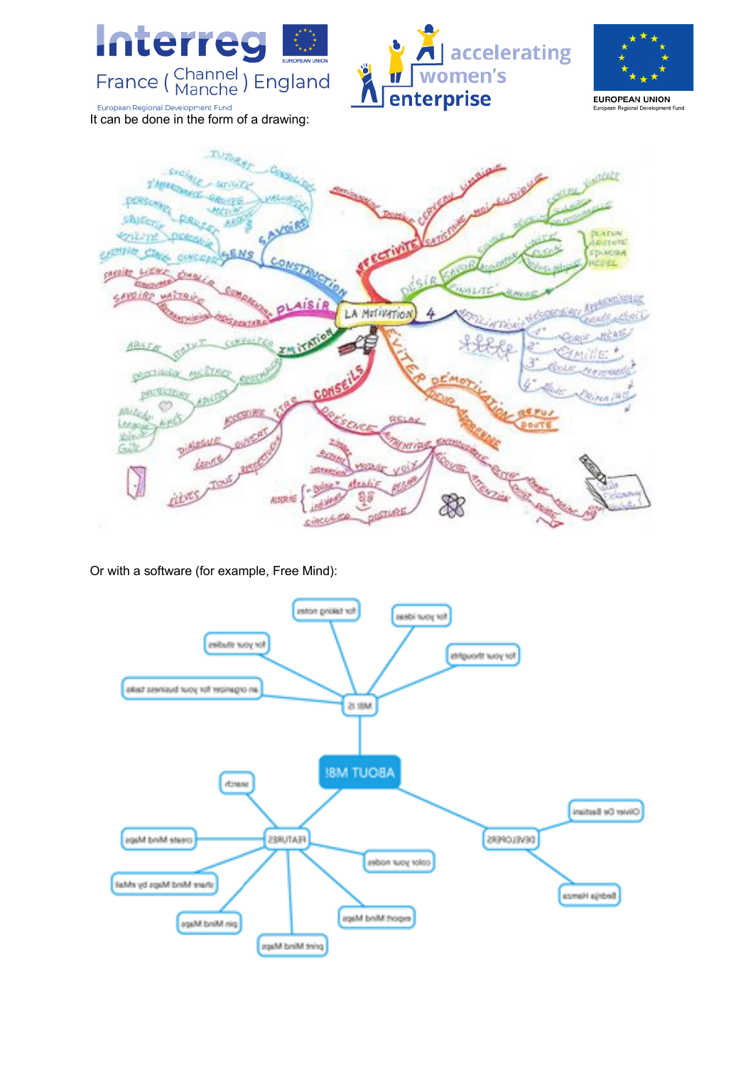It can be done in the form of a drawing:

Or with a software (for example, Free Mind):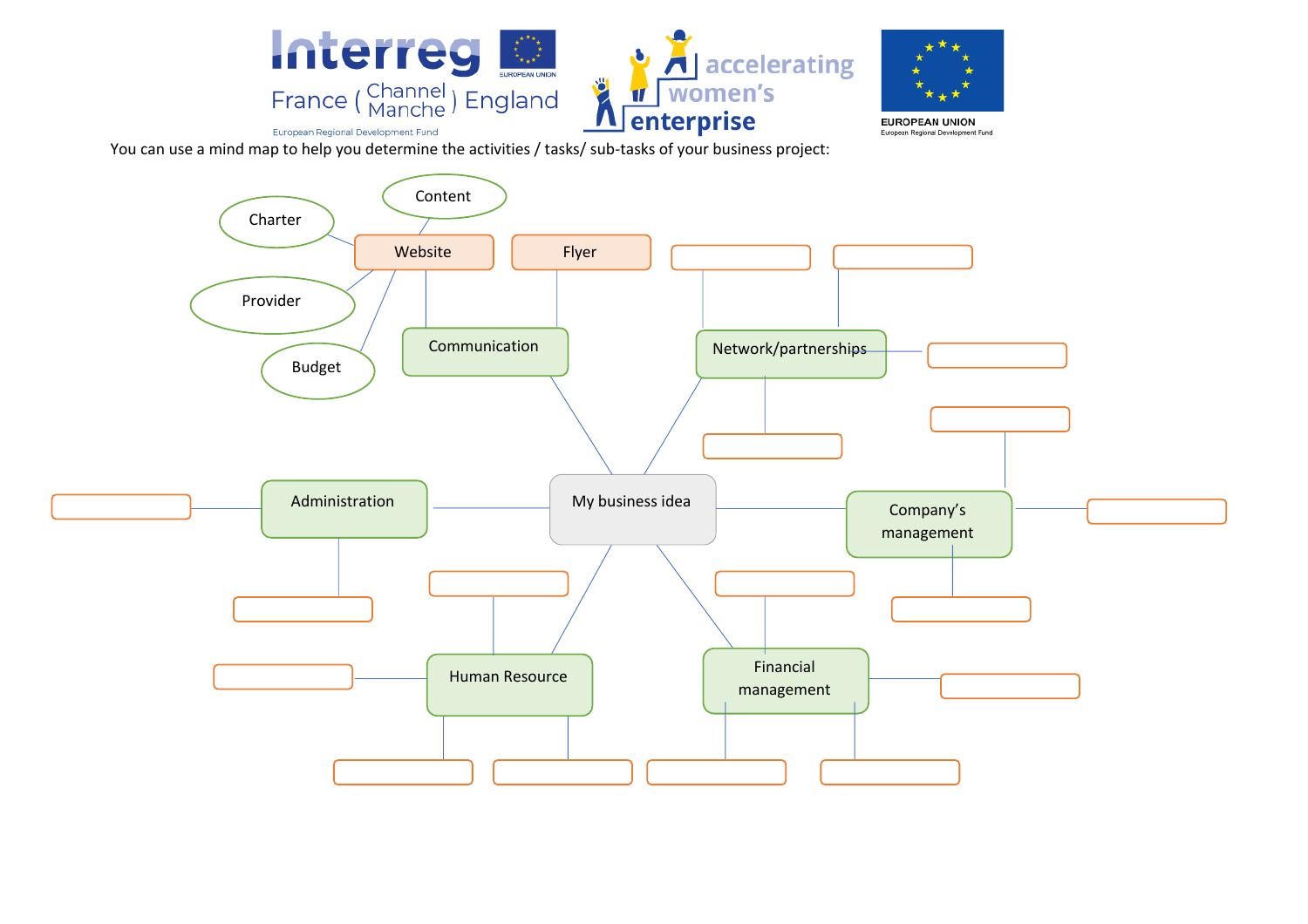You can use a mind map to help you determine the activities / tasks/ sub-tasks of your business project:

My business idea

Communication

Website

Content

Charter

Provider

Budget

Flyer

Network/partnerships

Administration

Company's management

Human Resource

Financial management